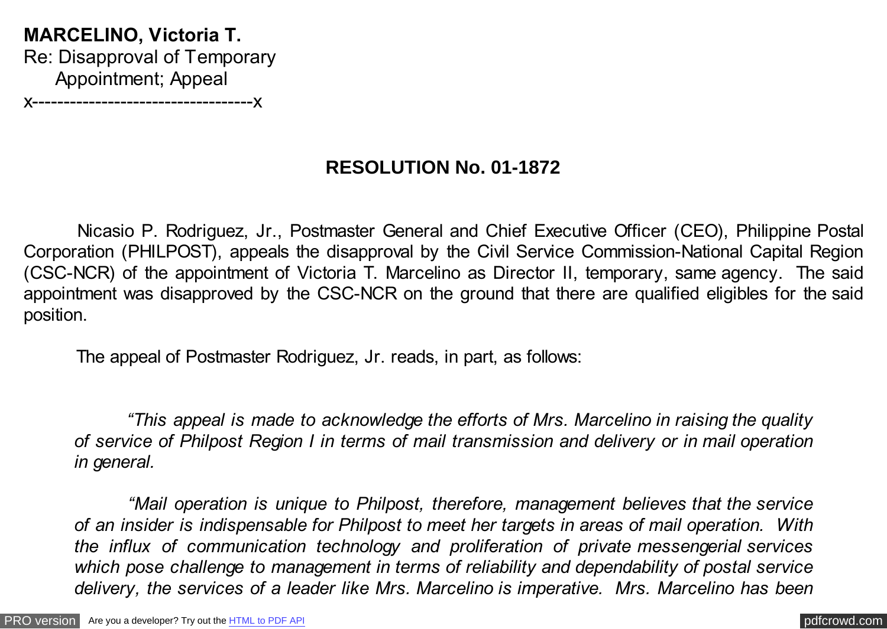**MARCELINO, Victoria T.**
Re: Disapproval of Temporary
  Appointment; Appeal
x------------------------------------x

## RESOLUTION No. 01-1872

Nicasio P. Rodriguez, Jr., Postmaster General and Chief Executive Officer (CEO), Philippine Postal Corporation (PHILPOST), appeals the disapproval by the Civil Service Commission-National Capital Region (CSC-NCR) of the appointment of Victoria T. Marcelino as Director II, temporary, same agency. The said appointment was disapproved by the CSC-NCR on the ground that there are qualified eligibles for the said position.

The appeal of Postmaster Rodriguez, Jr. reads, in part, as follows:

> *"This appeal is made to acknowledge the efforts of Mrs. Marcelino in raising the quality of service of Philpost Region I in terms of mail transmission and delivery or in mail operation in general.*
>
> *"Mail operation is unique to Philpost, therefore, management believes that the service of an insider is indispensable for Philpost to meet her targets in areas of mail operation. With the influx of communication technology and proliferation of private messengerial services which pose challenge to management in terms of reliability and dependability of postal service delivery, the services of a leader like Mrs. Marcelino is imperative. Mrs. Marcelino has been*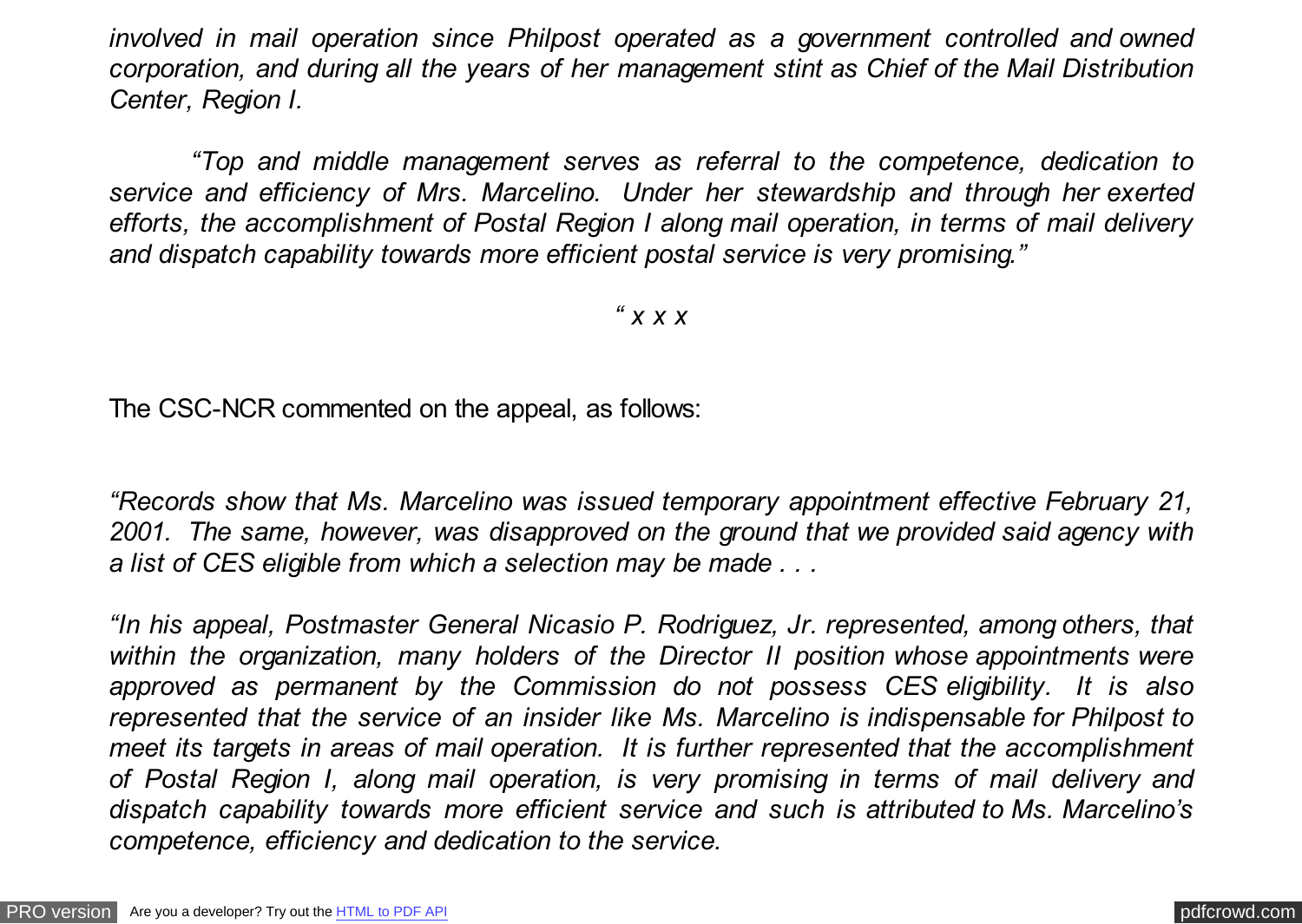*involved in mail operation since Philpost operated as a government controlled and owned corporation, and during all the years of her management stint as Chief of the Mail Distribution Center, Region I.*

*"Top and middle management serves as referral to the competence, dedication to service and efficiency of Mrs. Marcelino. Under her stewardship and through her exerted efforts, the accomplishment of Postal Region I along mail operation, in terms of mail delivery and dispatch capability towards more efficient postal service is very promising."*

*" x x x*

The CSC-NCR commented on the appeal, as follows:

*"Records show that Ms. Marcelino was issued temporary appointment effective February 21, 2001. The same, however, was disapproved on the ground that we provided said agency with a list of CES eligible from which a selection may be made . . .*

*"In his appeal, Postmaster General Nicasio P. Rodriguez, Jr. represented, among others, that within the organization, many holders of the Director II position whose appointments were approved as permanent by the Commission do not possess CES eligibility. It is also represented that the service of an insider like Ms. Marcelino is indispensable for Philpost to meet its targets in areas of mail operation. It is further represented that the accomplishment of Postal Region I, along mail operation, is very promising in terms of mail delivery and dispatch capability towards more efficient service and such is attributed to Ms. Marcelino's competence, efficiency and dedication to the service.*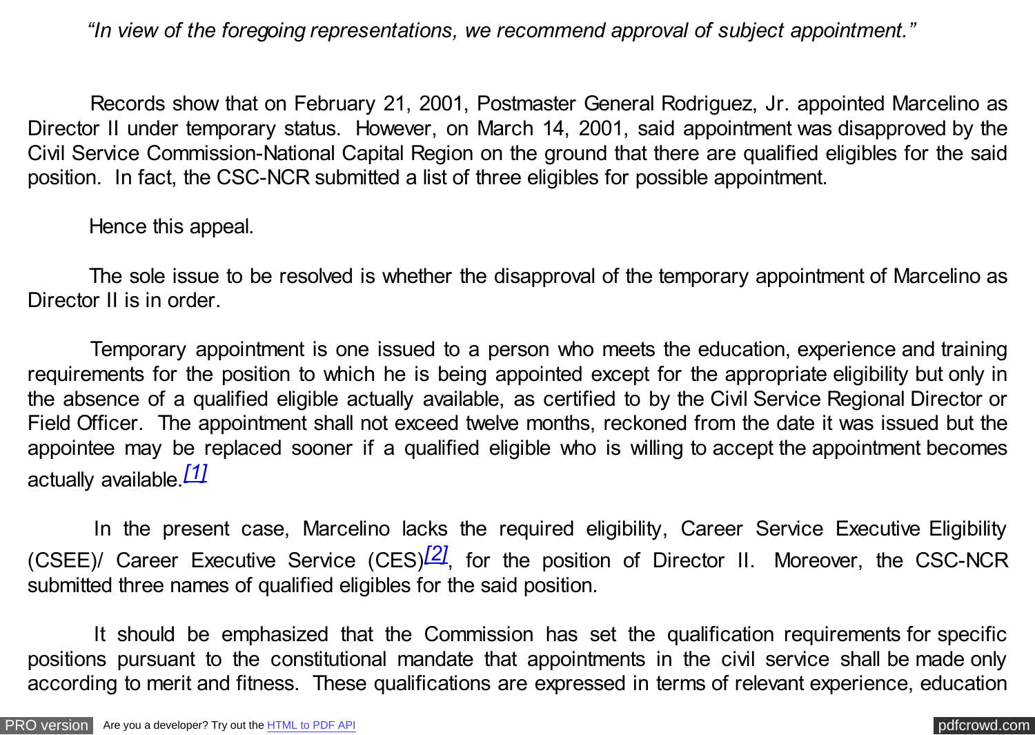*"In view of the foregoing representations, we recommend approval of subject appointment."*

Records show that on February 21, 2001, Postmaster General Rodriguez, Jr. appointed Marcelino as Director II under temporary status. However, on March 14, 2001, said appointment was disapproved by the Civil Service Commission-National Capital Region on the ground that there are qualified eligibles for the said position. In fact, the CSC-NCR submitted a list of three eligibles for possible appointment.

Hence this appeal.

The sole issue to be resolved is whether the disapproval of the temporary appointment of Marcelino as Director II is in order.

Temporary appointment is one issued to a person who meets the education, experience and training requirements for the position to which he is being appointed except for the appropriate eligibility but only in the absence of a qualified eligible actually available, as certified to by the Civil Service Regional Director or Field Officer. The appointment shall not exceed twelve months, reckoned from the date it was issued but the appointee may be replaced sooner if a qualified eligible who is willing to accept the appointment becomes actually available.[1]

In the present case, Marcelino lacks the required eligibility, Career Service Executive Eligibility (CSEE)/ Career Executive Service (CES)[2], for the position of Director II. Moreover, the CSC-NCR submitted three names of qualified eligibles for the said position.

It should be emphasized that the Commission has set the qualification requirements for specific positions pursuant to the constitutional mandate that appointments in the civil service shall be made only according to merit and fitness. These qualifications are expressed in terms of relevant experience, education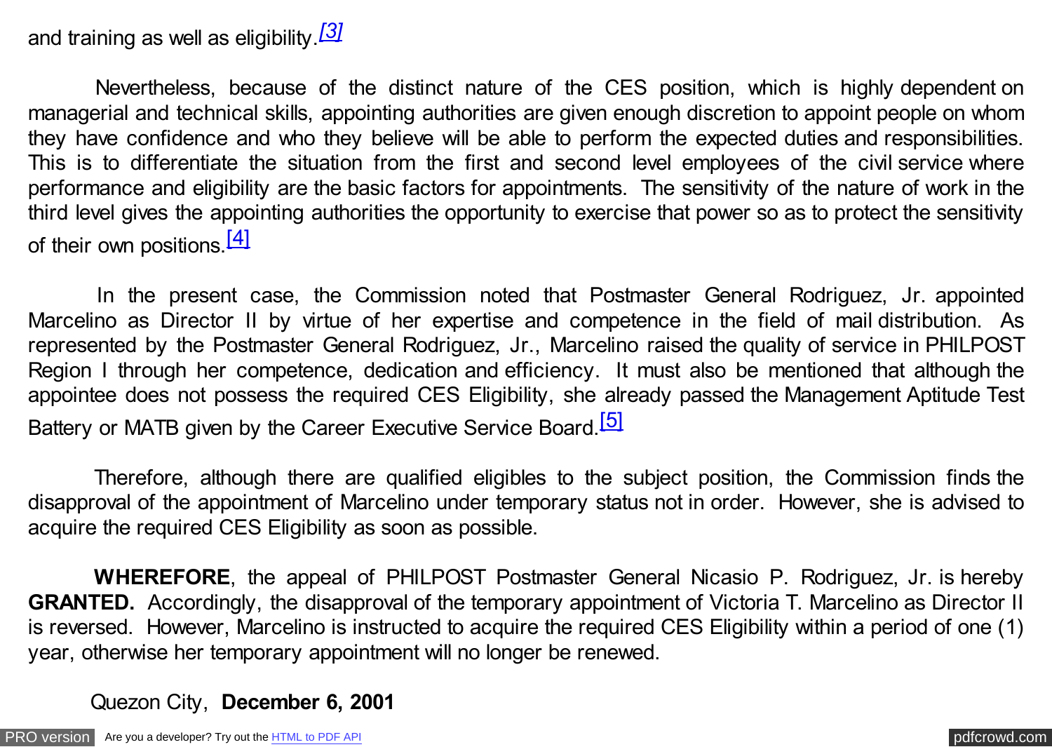and training as well as eligibility.[3]

Nevertheless, because of the distinct nature of the CES position, which is highly dependent on managerial and technical skills, appointing authorities are given enough discretion to appoint people on whom they have confidence and who they believe will be able to perform the expected duties and responsibilities. This is to differentiate the situation from the first and second level employees of the civil service where performance and eligibility are the basic factors for appointments. The sensitivity of the nature of work in the third level gives the appointing authorities the opportunity to exercise that power so as to protect the sensitivity of their own positions.[4]

In the present case, the Commission noted that Postmaster General Rodriguez, Jr. appointed Marcelino as Director II by virtue of her expertise and competence in the field of mail distribution. As represented by the Postmaster General Rodriguez, Jr., Marcelino raised the quality of service in PHILPOST Region I through her competence, dedication and efficiency. It must also be mentioned that although the appointee does not possess the required CES Eligibility, she already passed the Management Aptitude Test Battery or MATB given by the Career Executive Service Board.[5]

Therefore, although there are qualified eligibles to the subject position, the Commission finds the disapproval of the appointment of Marcelino under temporary status not in order. However, she is advised to acquire the required CES Eligibility as soon as possible.

**WHEREFORE**, the appeal of PHILPOST Postmaster General Nicasio P. Rodriguez, Jr. is hereby **GRANTED.** Accordingly, the disapproval of the temporary appointment of Victoria T. Marcelino as Director II is reversed. However, Marcelino is instructed to acquire the required CES Eligibility within a period of one (1) year, otherwise her temporary appointment will no longer be renewed.

Quezon City, **December 6, 2001**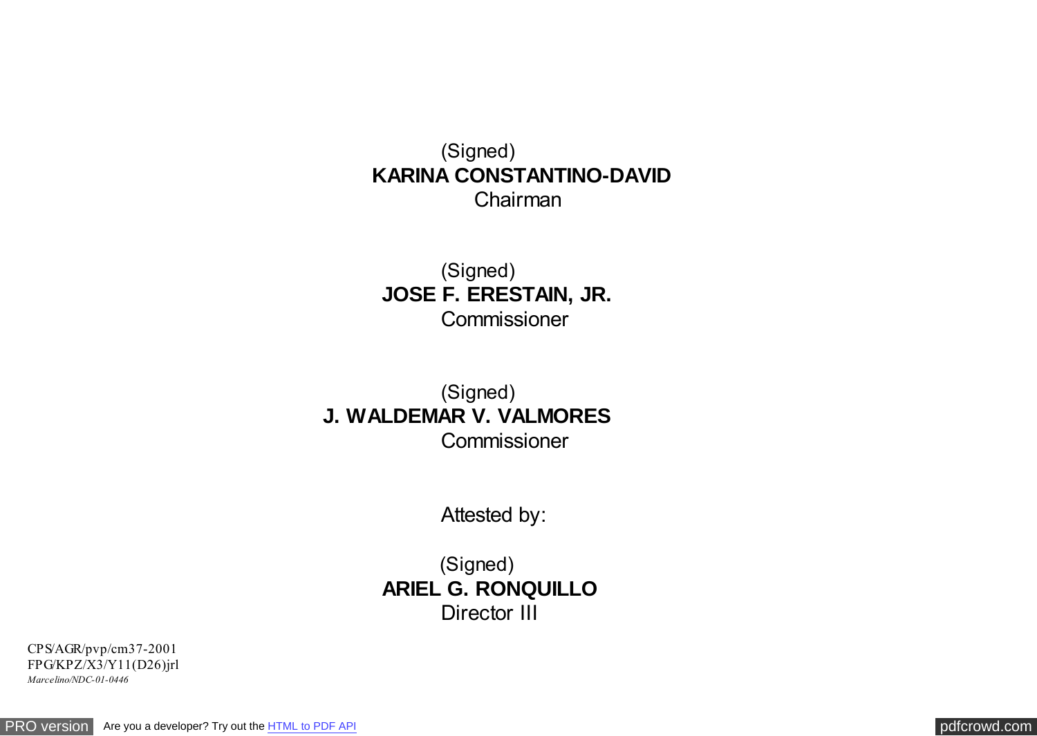(Signed)
**KARINA CONSTANTINO-DAVID**
Chairman

(Signed)
**JOSE F. ERESTAIN, JR.**
Commissioner

(Signed)
**J. WALDEMAR V. VALMORES**
Commissioner

Attested by:

(Signed)
**ARIEL G. RONQUILLO**
Director III

CPS/AGR/pvp/cm37-2001
FPG/KPZ/X3/Y11(D26)jrl
*Marcelino/NDC-01-0446*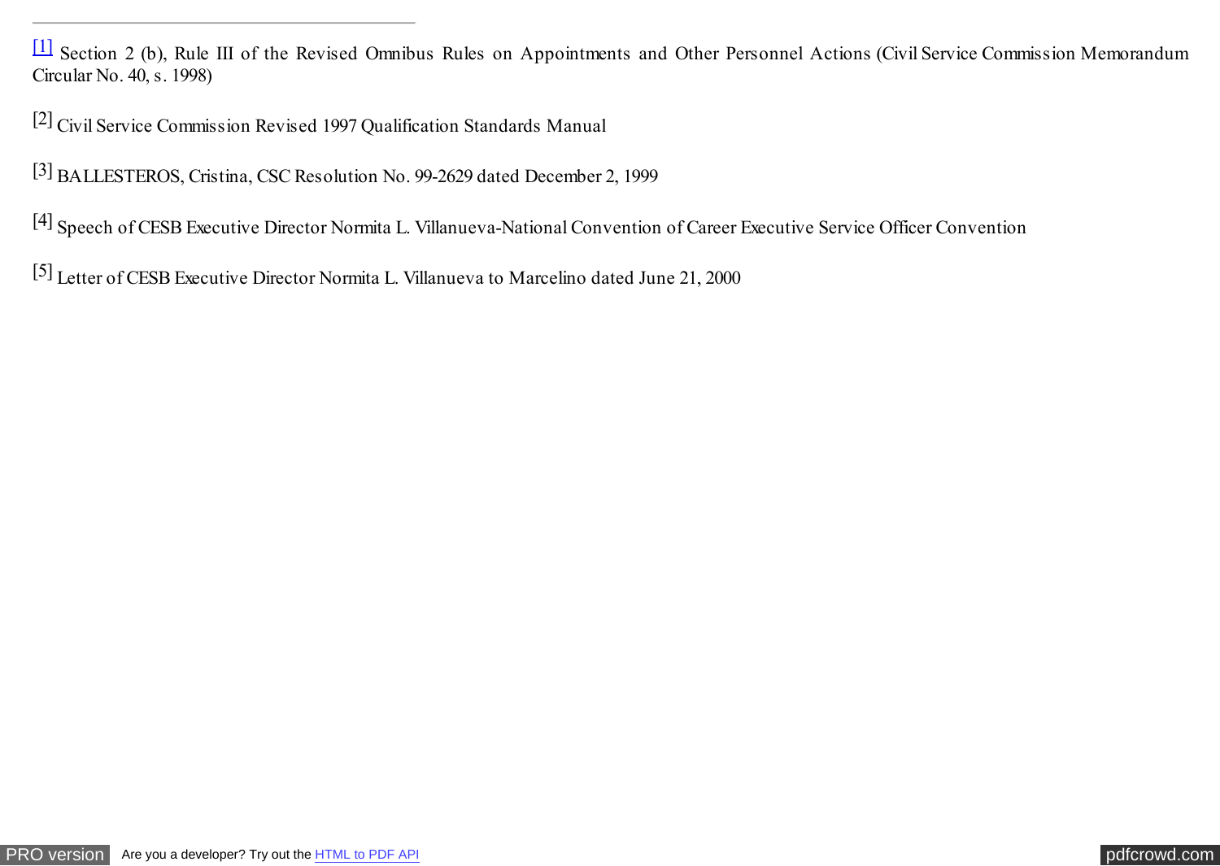---

[1] Section 2 (b), Rule III of the Revised Omnibus Rules on Appointments and Other Personnel Actions (Civil Service Commission Memorandum Circular No. 40, s. 1998)

[2] Civil Service Commission Revised 1997 Qualification Standards Manual

[3] BALLESTEROS, Cristina, CSC Resolution No. 99-2629 dated December 2, 1999

[4] Speech of CESB Executive Director Normita L. Villanueva-National Convention of Career Executive Service Officer Convention

[5] Letter of CESB Executive Director Normita L. Villanueva to Marcelino dated June 21, 2000